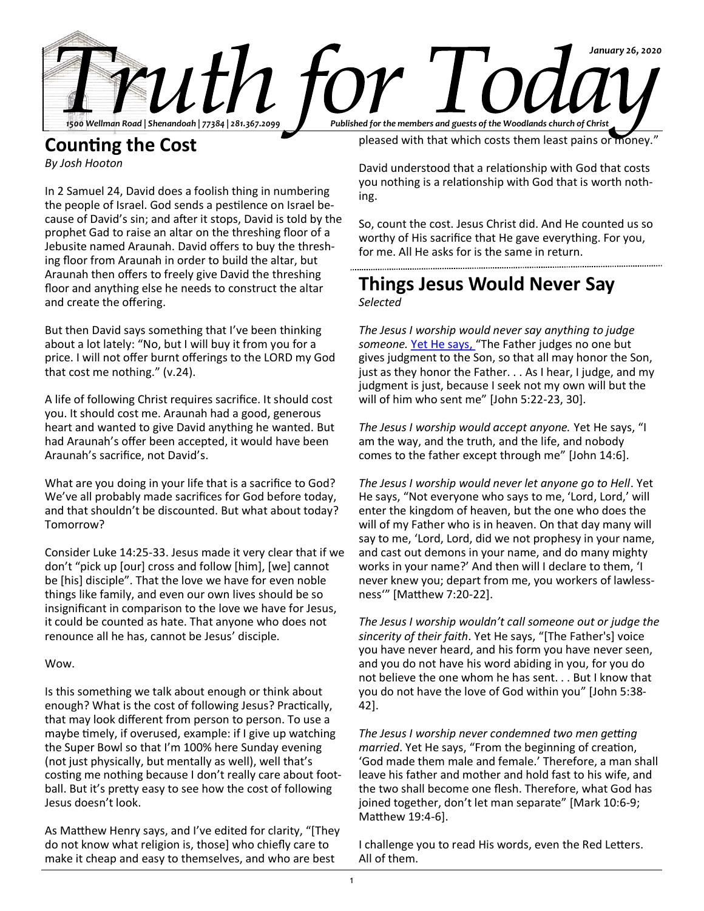# Truth for Today

January 26, 2020

1500 Wellman Road | Shenandoah | 77384 | 281.367.2099

Published for the members and guests of the Woodlands church of Christ

## Counting the Cost

*By Josh Hooton*

In 2 Samuel 24, David does a foolish thing in numbering the people of Israel. God sends a pestilence on Israel because of David's sin; and after it stops, David is told by the prophet Gad to raise an altar on the threshing floor of a Jebusite named Araunah. David offers to buy the threshing floor from Araunah in order to build the altar, but Araunah then offers to freely give David the threshing floor and anything else he needs to construct the altar and create the offering.

But then David says something that I've been thinking about a lot lately: "No, but I will buy it from you for a price. I will not offer burnt offerings to the LORD my God that cost me nothing." (v.24).

A life of following Christ requires sacrifice. It should cost you. It should cost me. Araunah had a good, generous heart and wanted to give David anything he wanted. But had Araunah's offer been accepted, it would have been Araunah's sacrifice, not David's.

What are you doing in your life that is a sacrifice to God? We've all probably made sacrifices for God before today, and that shouldn't be discounted. But what about today? Tomorrow?

Consider Luke 14:25-33. Jesus made it very clear that if we don't "pick up [our] cross and follow [him], [we] cannot be [his] disciple". That the love we have for even noble things like family, and even our own lives should be so insignificant in comparison to the love we have for Jesus, it could be counted as hate. That anyone who does not renounce all he has, cannot be Jesus' disciple.

Wow.

Is this something we talk about enough or think about enough? What is the cost of following Jesus? Practically, that may look different from person to person. To use a maybe timely, if overused, example: if I give up watching the Super Bowl so that I'm 100% here Sunday evening (not just physically, but mentally as well), well that's costing me nothing because I don't really care about football. But it's pretty easy to see how the cost of following Jesus doesn't look.

As Matthew Henry says, and I've edited for clarity, "[They do not know what religion is, those] who chiefly care to make it cheap and easy to themselves, and who are best pleased with that which costs them least pains or money."

David understood that a relationship with God that costs you nothing is a relationship with God that is worth nothing.

So, count the cost. Jesus Christ did. And He counted us so worthy of His sacrifice that He gave everything. For you, for me. All He asks for is the same in return.

---

## Things Jesus Would Never Say

*Selected*

*The Jesus I worship would never say anything to judge someone.* Yet He says, "The Father judges no one but gives judgment to the Son, so that all may honor the Son, just as they honor the Father. . . As I hear, I judge, and my judgment is just, because I seek not my own will but the will of him who sent me" [John 5:22-23, 30].

*The Jesus I worship would accept anyone.* Yet He says, "I am the way, and the truth, and the life, and nobody comes to the father except through me" [John 14:6].

*The Jesus I worship would never let anyone go to Hell*. Yet He says, "Not everyone who says to me, 'Lord, Lord,' will enter the kingdom of heaven, but the one who does the will of my Father who is in heaven. On that day many will say to me, 'Lord, Lord, did we not prophesy in your name, and cast out demons in your name, and do many mighty works in your name?' And then will I declare to them, 'I never knew you; depart from me, you workers of lawlessness'" [Matthew 7:20-22].

*The Jesus I worship wouldn't call someone out or judge the sincerity of their faith*. Yet He says, "[The Father's] voice you have never heard, and his form you have never seen, and you do not have his word abiding in you, for you do not believe the one whom he has sent. . . But I know that you do not have the love of God within you" [John 5:38-42].

*The Jesus I worship never condemned two men getting married*. Yet He says, "From the beginning of creation, 'God made them male and female.' Therefore, a man shall leave his father and mother and hold fast to his wife, and the two shall become one flesh. Therefore, what God has joined together, don't let man separate" [Mark 10:6-9; Matthew 19:4-6].

I challenge you to read His words, even the Red Letters. All of them.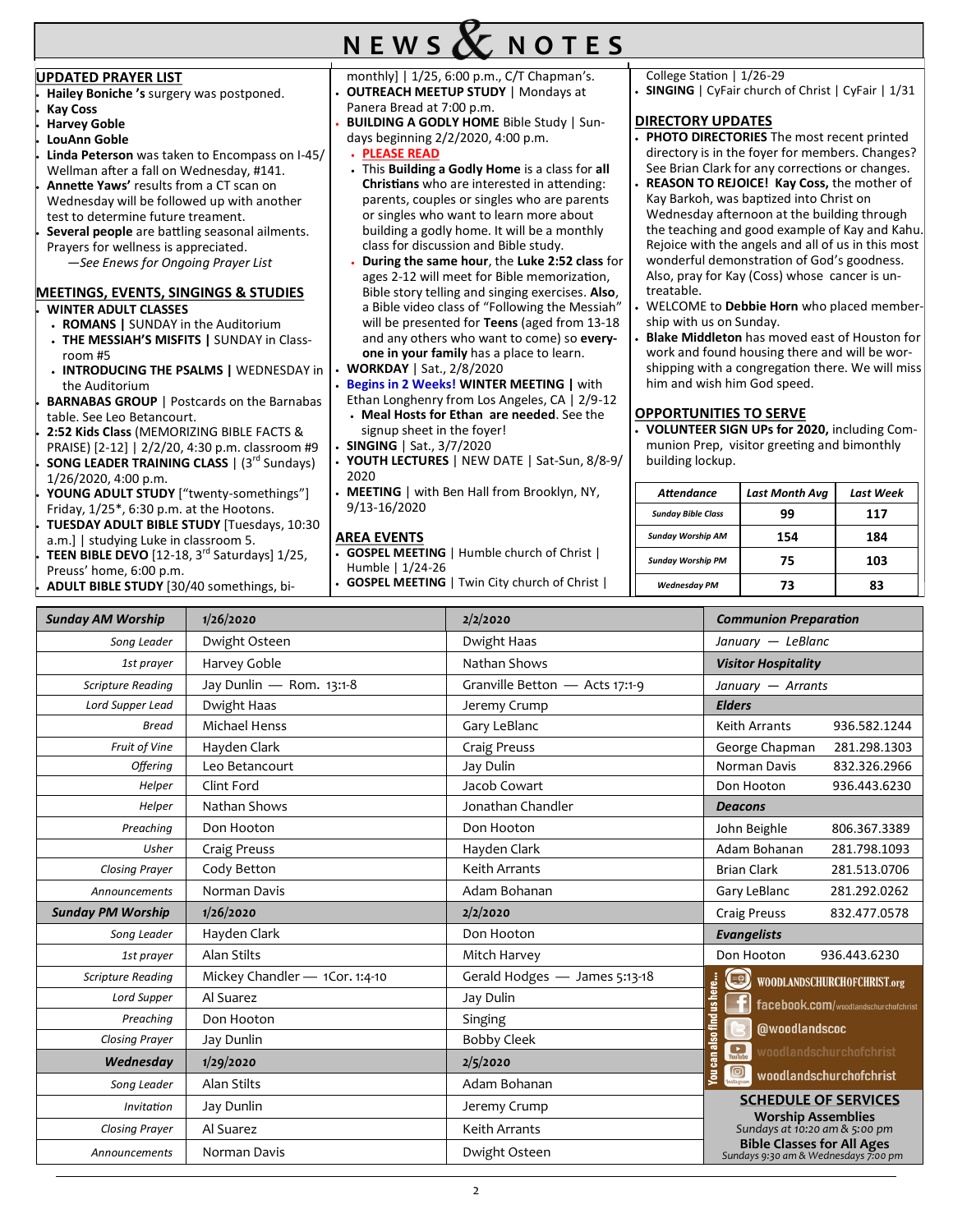# NEWS & NOTES

## UPDATED PRAYER LIST

- **Hailey Boniche 's** surgery was postponed.
- **Kay Coss**
- **Harvey Goble**
- **LouAnn Goble**
- **Linda Peterson** was taken to Encompass on I-45/ Wellman after a fall on Wednesday, #141.
- **Annette Yaws'** results from a CT scan on Wednesday will be followed up with another test to determine future treament.
- **Several people** are battling seasonal ailments. Prayers for wellness is appreciated.

*—See Enews for Ongoing Prayer List*

## MEETINGS, EVENTS, SINGINGS & STUDIES

- **WINTER ADULT CLASSES**
  - **ROMANS |** SUNDAY in the Auditorium
  - **THE MESSIAH'S MISFITS |** SUNDAY in Classroom #5
  - **INTRODUCING THE PSALMS |** WEDNESDAY in the Auditorium
- **BARNABAS GROUP** | Postcards on the Barnabas table. See Leo Betancourt.
- **2:52 Kids Class** (MEMORIZING BIBLE FACTS & PRAISE) [2-12] | 2/2/20, 4:30 p.m. classroom #9
- **SONG LEADER TRAINING CLASS** | (3rd Sundays) 1/26/2020, 4:00 p.m.
- **YOUNG ADULT STUDY** ["twenty-somethings"] Friday, 1/25*, 6:30 p.m. at the Hootons.
- **TUESDAY ADULT BIBLE STUDY** [Tuesdays, 10:30 a.m.] | studying Luke in classroom 5.
- **TEEN BIBLE DEVO** [12-18, 3rd Saturdays] 1/25, Preuss' home, 6:00 p.m.
- **ADULT BIBLE STUDY** [30/40 somethings, bi-monthly] | 1/25, 6:00 p.m., C/T Chapman's.
- **OUTREACH MEETUP STUDY** | Mondays at Panera Bread at 7:00 p.m.
- **BUILDING A GODLY HOME** Bible Study | Sundays beginning 2/2/2020, 4:00 p.m.
  - **PLEASE READ**
  - This **Building a Godly Home** is a class for **all Christians** who are interested in attending: parents, couples or singles who are parents or singles who want to learn more about building a godly home. It will be a monthly class for discussion and Bible study.
  - **During the same hour**, the **Luke 2:52 class** for ages 2-12 will meet for Bible memorization, Bible story telling and singing exercises. **Also**, a Bible video class of "Following the Messiah" will be presented for **Teens** (aged from 13-18 and any others who want to come) so **everyone in your family** has a place to learn.
- **WORKDAY** | Sat., 2/8/2020
- **Begins in 2 Weeks! WINTER MEETING |** with Ethan Longhenry from Los Angeles, CA | 2/9-12
  - **Meal Hosts for Ethan are needed**. See the signup sheet in the foyer!
- **SINGING** | Sat., 3/7/2020
- **YOUTH LECTURES** | NEW DATE | Sat-Sun, 8/8-9/ 2020
- **MEETING** | with Ben Hall from Brooklyn, NY, 9/13-16/2020

## AREA EVENTS

- **GOSPEL MEETING** | Humble church of Christ | Humble | 1/24-26
- **GOSPEL MEETING** | Twin City church of Christ | College Station | 1/26-29
- **SINGING** | CyFair church of Christ | CyFair | 1/31

## DIRECTORY UPDATES

- **PHOTO DIRECTORIES** The most recent printed directory is in the foyer for members. Changes? See Brian Clark for any corrections or changes.
- **REASON TO REJOICE! Kay Coss,** the mother of Kay Barkoh, was baptized into Christ on Wednesday afternoon at the building through the teaching and good example of Kay and Kahu. Rejoice with the angels and all of us in this most wonderful demonstration of God's goodness. Also, pray for Kay (Coss) whose cancer is untreatable.
- WELCOME to **Debbie Horn** who placed membership with us on Sunday.
- **Blake Middleton** has moved east of Houston for work and found housing there and will be worshipping with a congregation there. We will miss him and wish him God speed.

## OPPORTUNITIES TO SERVE

- **VOLUNTEER SIGN UPs for 2020,** including Communion Prep, visitor greeting and bimonthly building lockup.

| Attendance | Last Month Avg | Last Week |
|---|---|---|
| Sunday Bible Class | 99 | 117 |
| Sunday Worship AM | 154 | 184 |
| Sunday Worship PM | 75 | 103 |
| Wednesday PM | 73 | 83 |

| Sunday AM Worship | 1/26/2020 | 2/2/2020 |
|---|---|---|
| Song Leader | Dwight Osteen | Dwight Haas |
| 1st prayer | Harvey Goble | Nathan Shows |
| Scripture Reading | Jay Dunlin — Rom. 13:1-8 | Granville Betton — Acts 17:1-9 |
| Lord Supper Lead | Dwight Haas | Jeremy Crump |
| Bread | Michael Henss | Gary LeBlanc |
| Fruit of Vine | Hayden Clark | Craig Preuss |
| Offering | Leo Betancourt | Jay Dulin |
| Helper | Clint Ford | Jacob Cowart |
| Helper | Nathan Shows | Jonathan Chandler |
| Preaching | Don Hooton | Don Hooton |
| Usher | Craig Preuss | Hayden Clark |
| Closing Prayer | Cody Betton | Keith Arrants |
| Announcements | Norman Davis | Adam Bohanan |
| **Sunday PM Worship** | **1/26/2020** | **2/2/2020** |
| Song Leader | Hayden Clark | Don Hooton |
| 1st prayer | Alan Stilts | Mitch Harvey |
| Scripture Reading | Mickey Chandler — 1Cor. 1:4-10 | Gerald Hodges — James 5:13-18 |
| Lord Supper | Al Suarez | Jay Dulin |
| Preaching | Don Hooton | Singing |
| Closing Prayer | Jay Dunlin | Bobby Cleek |
| **Wednesday** | **1/29/2020** | **2/5/2020** |
| Song Leader | Alan Stilts | Adam Bohanan |
| Invitation | Jay Dunlin | Jeremy Crump |
| Closing Prayer | Al Suarez | Keith Arrants |
| Announcements | Norman Davis | Dwight Osteen |

**Communion Preparation**
*January — LeBlanc*

**Visitor Hospitality**
*January — Arrants*

**Elders**

| | |
|---|---|
| Keith Arrants | 936.582.1244 |
| George Chapman | 281.298.1303 |
| Norman Davis | 832.326.2966 |
| Don Hooton | 936.443.6230 |

**Deacons**

| | |
|---|---|
| John Beighle | 806.367.3389 |
| Adam Bohanan | 281.798.1093 |
| Brian Clark | 281.513.0706 |
| Gary LeBlanc | 281.292.0262 |
| Craig Preuss | 832.477.0578 |

**Evangelists**

| | |
|---|---|
| Don Hooton | 936.443.6230 |

You can also find us here...
- WOODLANDSCHURCHOFCHRIST.org
- facebook.com/woodlandschurchofchrist
- @woodlandscoc
- woodlandschurchofchrist
- woodlandschurchofchrist

## SCHEDULE OF SERVICES

**Worship Assemblies**
*Sundays at 10:20 am & 5:00 pm*

**Bible Classes for All Ages**
*Sundays 9:30 am & Wednesdays 7:00 pm*